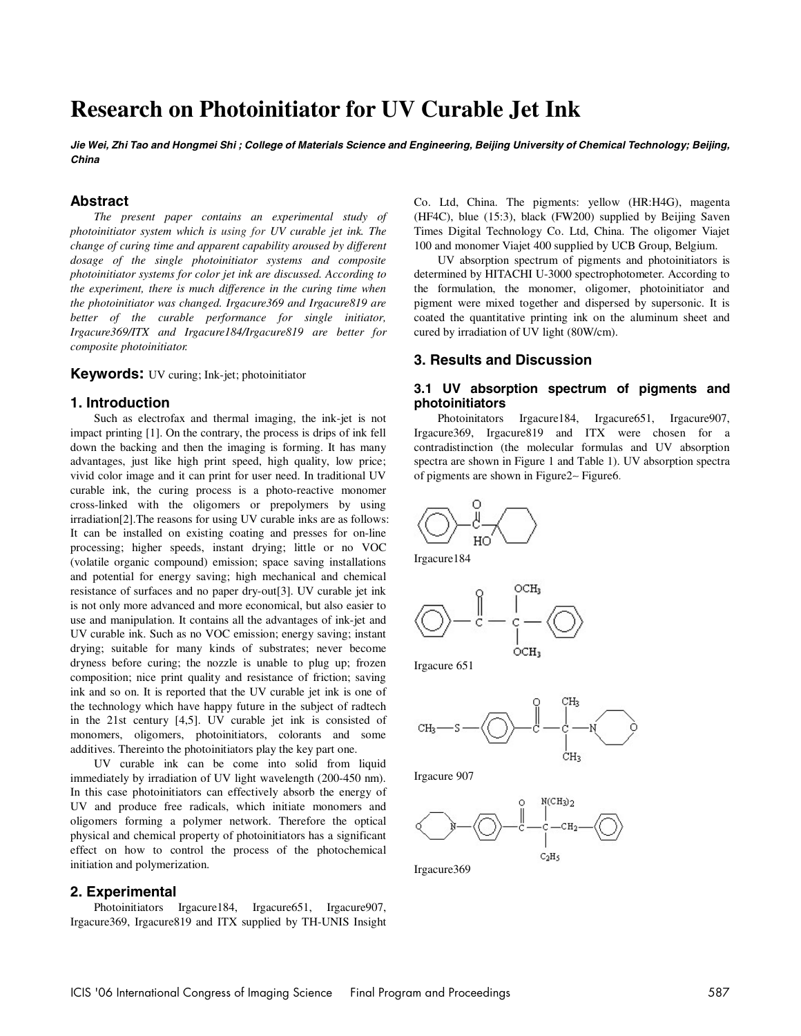# Research on Photoinitiator for UV Curable Jet Ink

***Jie Wei, Zhi Tao and Hongmei Shi ; College of Materials Science and Engineering, Beijing University of Chemical Technology; Beijing, China***

## Abstract

*The present paper contains an experimental study of photoinitiator system which is using for UV curable jet ink. The change of curing time and apparent capability aroused by different dosage of the single photoinitiator systems and composite photoinitiator systems for color jet ink are discussed. According to the experiment, there is much difference in the curing time when the photoinitiator was changed. Irgacure369 and Irgacure819 are better of the curable performance for single initiator, Irgacure369/ITX and Irgacure184/Irgacure819 are better for composite photoinitiator.*

**Keywords:** UV curing; Ink-jet; photoinitiator

## 1. Introduction

Such as electrofax and thermal imaging, the ink-jet is not impact printing [1]. On the contrary, the process is drips of ink fell down the backing and then the imaging is forming. It has many advantages, just like high print speed, high quality, low price; vivid color image and it can print for user need. In traditional UV curable ink, the curing process is a photo-reactive monomer cross-linked with the oligomers or prepolymers by using irradiation[2].The reasons for using UV curable inks are as follows: It can be installed on existing coating and presses for on-line processing; higher speeds, instant drying; little or no VOC (volatile organic compound) emission; space saving installations and potential for energy saving; high mechanical and chemical resistance of surfaces and no paper dry-out[3]. UV curable jet ink is not only more advanced and more economical, but also easier to use and manipulation. It contains all the advantages of ink-jet and UV curable ink. Such as no VOC emission; energy saving; instant drying; suitable for many kinds of substrates; never become dryness before curing; the nozzle is unable to plug up; frozen composition; nice print quality and resistance of friction; saving ink and so on. It is reported that the UV curable jet ink is one of the technology which have happy future in the subject of radtech in the 21st century [4,5]. UV curable jet ink is consisted of monomers, oligomers, photoinitiators, colorants and some additives. Thereinto the photoinitiators play the key part one.

UV curable ink can be come into solid from liquid immediately by irradiation of UV light wavelength (200-450 nm). In this case photoinitiators can effectively absorb the energy of UV and produce free radicals, which initiate monomers and oligomers forming a polymer network. Therefore the optical physical and chemical property of photoinitiators has a significant effect on how to control the process of the photochemical initiation and polymerization.

## 2. Experimental

Photoinitiators Irgacure184, Irgacure651, Irgacure907, Irgacure369, Irgacure819 and ITX supplied by TH-UNIS Insight Co. Ltd, China. The pigments: yellow (HR:H4G), magenta (HF4C), blue (15:3), black (FW200) supplied by Beijing Saven Times Digital Technology Co. Ltd, China. The oligomer Viajet 100 and monomer Viajet 400 supplied by UCB Group, Belgium.

UV absorption spectrum of pigments and photoinitiators is determined by HITACHI U-3000 spectrophotometer. According to the formulation, the monomer, oligomer, photoinitiator and pigment were mixed together and dispersed by supersonic. It is coated the quantitative printing ink on the aluminum sheet and cured by irradiation of UV light (80W/cm).

## 3. Results and Discussion

### 3.1 UV absorption spectrum of pigments and photoinitiators

Photoinitators Irgacure184, Irgacure651, Irgacure907, Irgacure369, Irgacure819 and ITX were chosen for a contradistinction (the molecular formulas and UV absorption spectra are shown in Figure 1 and Table 1). UV absorption spectra of pigments are shown in Figure2~ Figure6.

Irgacure184

Irgacure 651

Irgacure 907

Irgacure369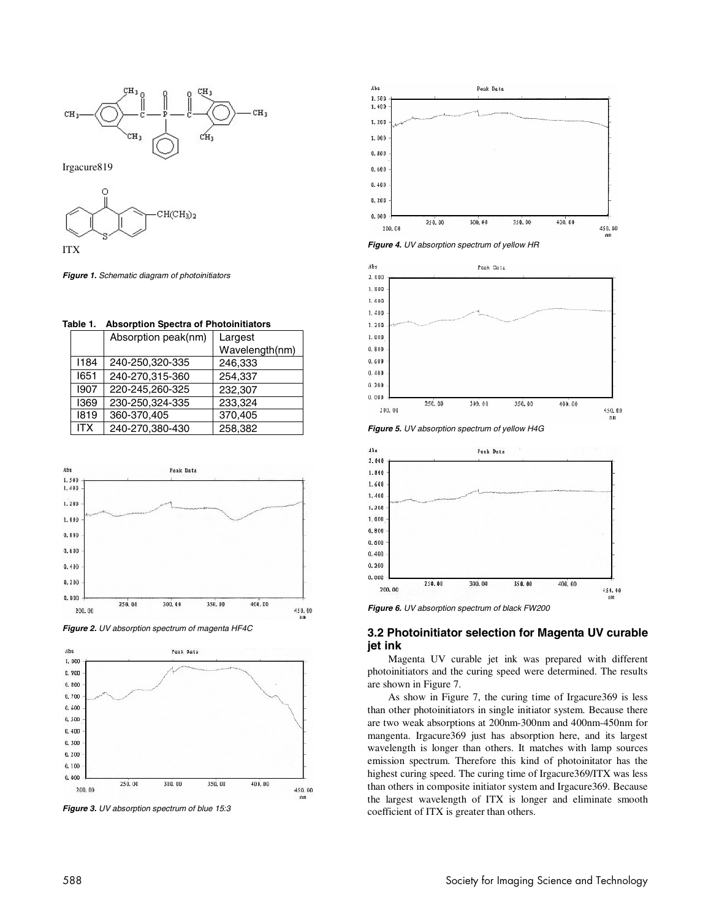Irgacure819

ITX

*Figure 1. Schematic diagram of photoinitiators*

**Table 1. Absorption Spectra of Photoinitiators**

| | Absorption peak(nm) | Largest Wavelength(nm) |
|---|---|---|
| I184 | 240-250,320-335 | 246,333 |
| I651 | 240-270,315-360 | 254,337 |
| I907 | 220-245,260-325 | 232,307 |
| I369 | 230-250,324-335 | 233,324 |
| I819 | 360-370,405 | 370,405 |
| ITX | 240-270,380-430 | 258,382 |

*Figure 2. UV absorption spectrum of magenta HF4C*

*Figure 3. UV absorption spectrum of blue 15:3*

*Figure 4. UV absorption spectrum of yellow HR*

*Figure 5. UV absorption spectrum of yellow H4G*

*Figure 6. UV absorption spectrum of black FW200*

### 3.2 Photoinitiator selection for Magenta UV curable jet ink

Magenta UV curable jet ink was prepared with different photoinitiators and the curing speed were determined. The results are shown in Figure 7.

As show in Figure 7, the curing time of Irgacure369 is less than other photoinitiators in single initiator system. Because there are two weak absorptions at 200nm-300nm and 400nm-450nm for mangenta. Irgacure369 just has absorption here, and its largest wavelength is longer than others. It matches with lamp sources emission spectrum. Therefore this kind of photoinitator has the highest curing speed. The curing time of Irgacure369/ITX was less than others in composite initiator system and Irgacure369. Because the largest wavelength of ITX is longer and eliminate smooth coefficient of ITX is greater than others.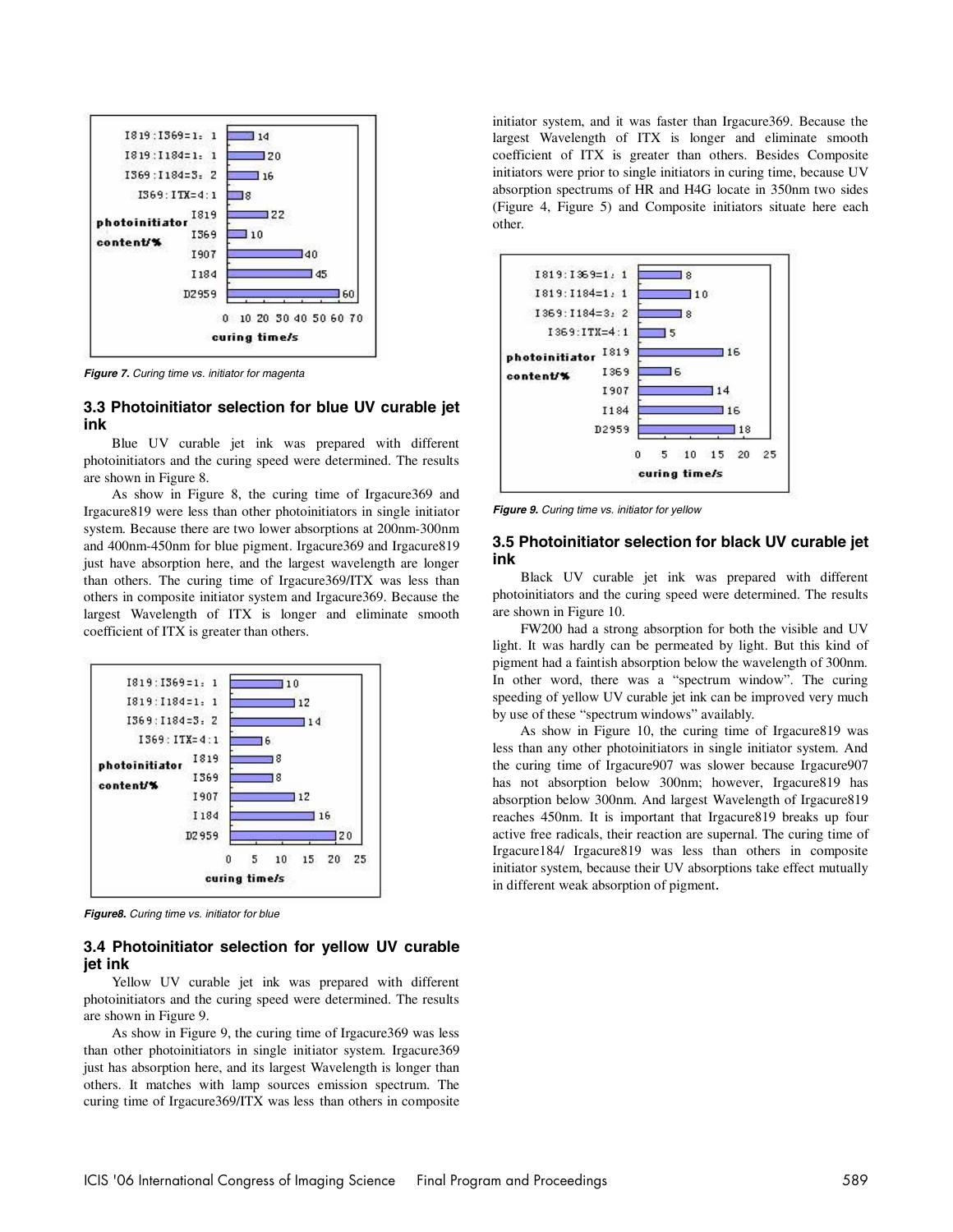I819:I369=1: 1
I819:I184=1: 1
I369:I184=3: 2
I369:ITX=4:1
photoinitiator content/%
I819
I369
I907
I184
D2959

14
20
16
8
22
10
40
45
60

0 10 20 30 40 50 60 70
curing time/s

*Figure 7. Curing time vs. initiator for magenta*

### 3.3 Photoinitiator selection for blue UV curable jet ink

Blue UV curable jet ink was prepared with different photoinitiators and the curing speed were determined. The results are shown in Figure 8.

As show in Figure 8, the curing time of Irgacure369 and Irgacure819 were less than other photoinitiators in single initiator system. Because there are two lower absorptions at 200nm-300nm and 400nm-450nm for blue pigment. Irgacure369 and Irgacure819 just have absorption here, and the largest wavelength are longer than others. The curing time of Irgacure369/ITX was less than others in composite initiator system and Irgacure369. Because the largest Wavelength of ITX is longer and eliminate smooth coefficient of ITX is greater than others.

I819:I369=1: 1
I819:I184=1: 1
I369:I184=3: 2
I369: ITX=4:1
photoinitiator content/%
I819
I369
I907
I184
D2959

10
12
14
6
8
8
12
16
20

0 5 10 15 20 25
curing time/s

*Figure8. Curing time vs. initiator for blue*

### 3.4 Photoinitiator selection for yellow UV curable jet ink

Yellow UV curable jet ink was prepared with different photoinitiators and the curing speed were determined. The results are shown in Figure 9.

As show in Figure 9, the curing time of Irgacure369 was less than other photoinitiators in single initiator system. Irgacure369 just has absorption here, and its largest Wavelength is longer than others. It matches with lamp sources emission spectrum. The curing time of Irgacure369/ITX was less than others in composite initiator system, and it was faster than Irgacure369. Because the largest Wavelength of ITX is longer and eliminate smooth coefficient of ITX is greater than others. Besides Composite initiators were prior to single initiators in curing time, because UV absorption spectrums of HR and H4G locate in 350nm two sides (Figure 4, Figure 5) and Composite initiators situate here each other.

I819:I369=1: 1
I819:I184=1: 1
I369:I184=3: 2
I369:ITX=4:1
photoinitiator content/%
I819
I369
I907
I184
D2959

8
10
8
5
16
6
14
16
18

0 5 10 15 20 25
curing time/s

*Figure 9. Curing time vs. initiator for yellow*

### 3.5 Photoinitiator selection for black UV curable jet ink

Black UV curable jet ink was prepared with different photoinitiators and the curing speed were determined. The results are shown in Figure 10.

FW200 had a strong absorption for both the visible and UV light. It was hardly can be permeated by light. But this kind of pigment had a faintish absorption below the wavelength of 300nm. In other word, there was a "spectrum window". The curing speeding of yellow UV curable jet ink can be improved very much by use of these "spectrum windows" availably.

As show in Figure 10, the curing time of Irgacure819 was less than any other photoinitiators in single initiator system. And the curing time of Irgacure907 was slower because Irgacure907 has not absorption below 300nm; however, Irgacure819 has absorption below 300nm. And largest Wavelength of Irgacure819 reaches 450nm. It is important that Irgacure819 breaks up four active free radicals, their reaction are supernal. The curing time of Irgacure184/ Irgacure819 was less than others in composite initiator system, because their UV absorptions take effect mutually in different weak absorption of pigment.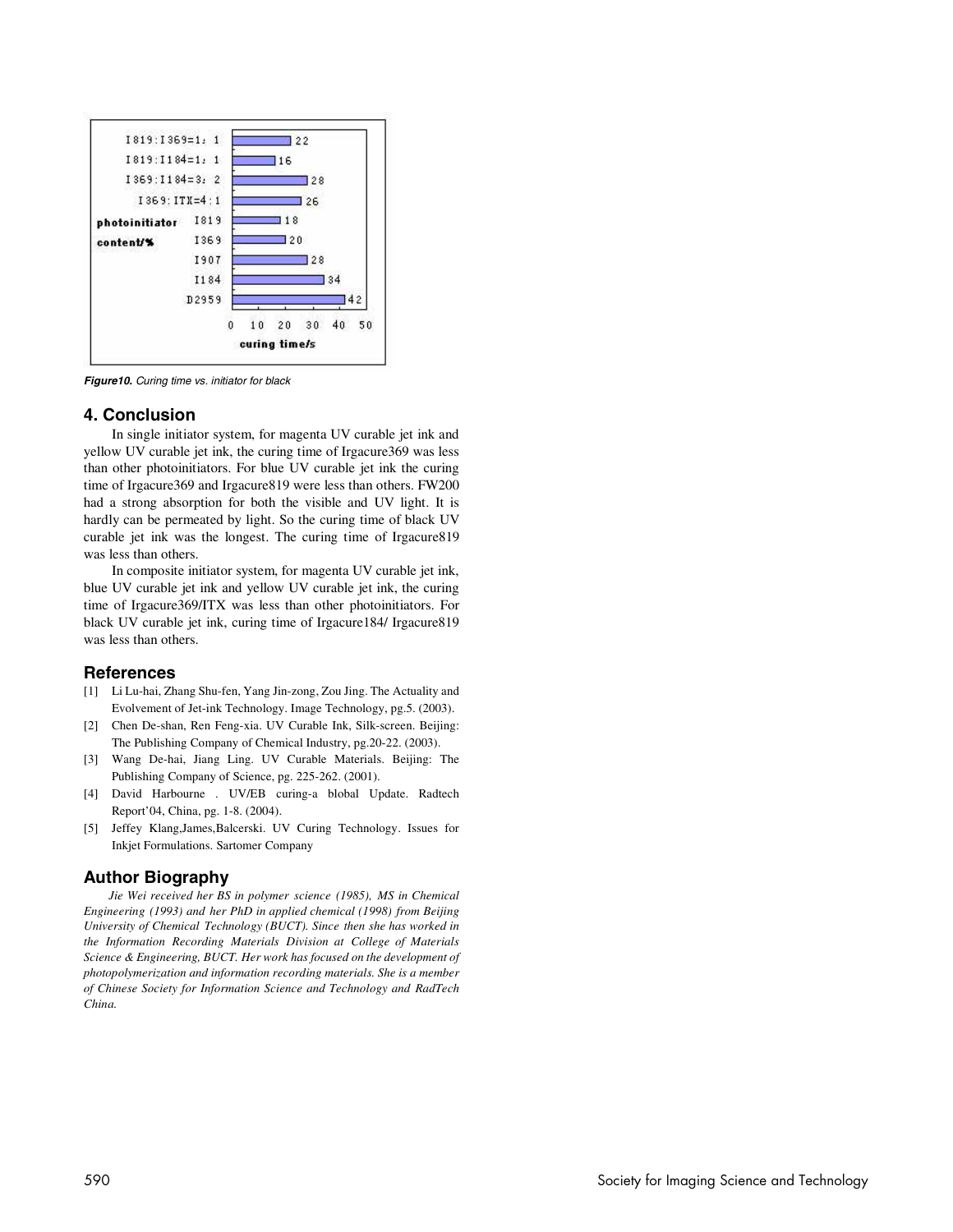I819:I369=1: 1
I819:I184=1: 1
I369:I184=3: 2
I369: ITX=4:1
photoinitiator content/%
I819
I369
I907
I184
D2959

22
16
28
26
18
20
28
34
42

0 10 20 30 40 50
curing time/s

***Figure10.*** *Curing time vs. initiator for black*

## 4. Conclusion

In single initiator system, for magenta UV curable jet ink and yellow UV curable jet ink, the curing time of Irgacure369 was less than other photoinitiators. For blue UV curable jet ink the curing time of Irgacure369 and Irgacure819 were less than others. FW200 had a strong absorption for both the visible and UV light. It is hardly can be permeated by light. So the curing time of black UV curable jet ink was the longest. The curing time of Irgacure819 was less than others.

In composite initiator system, for magenta UV curable jet ink, blue UV curable jet ink and yellow UV curable jet ink, the curing time of Irgacure369/ITX was less than other photoinitiators. For black UV curable jet ink, curing time of Irgacure184/ Irgacure819 was less than others.

## References

[1] Li Lu-hai, Zhang Shu-fen, Yang Jin-zong, Zou Jing. The Actuality and Evolvement of Jet-ink Technology. Image Technology, pg.5. (2003).

[2] Chen De-shan, Ren Feng-xia. UV Curable Ink, Silk-screen. Beijing: The Publishing Company of Chemical Industry, pg.20-22. (2003).

[3] Wang De-hai, Jiang Ling. UV Curable Materials. Beijing: The Publishing Company of Science, pg. 225-262. (2001).

[4] David Harbourne . UV/EB curing-a blobal Update. Radtech Report'04, China, pg. 1-8. (2004).

[5] Jeffey Klang,James,Balcerski. UV Curing Technology. Issues for Inkjet Formulations. Sartomer Company

## Author Biography

*Jie Wei received her BS in polymer science (1985), MS in Chemical Engineering (1993) and her PhD in applied chemical (1998) from Beijing University of Chemical Technology (BUCT). Since then she has worked in the Information Recording Materials Division at College of Materials Science & Engineering, BUCT. Her work has focused on the development of photopolymerization and information recording materials. She is a member of Chinese Society for Information Science and Technology and RadTech China.*